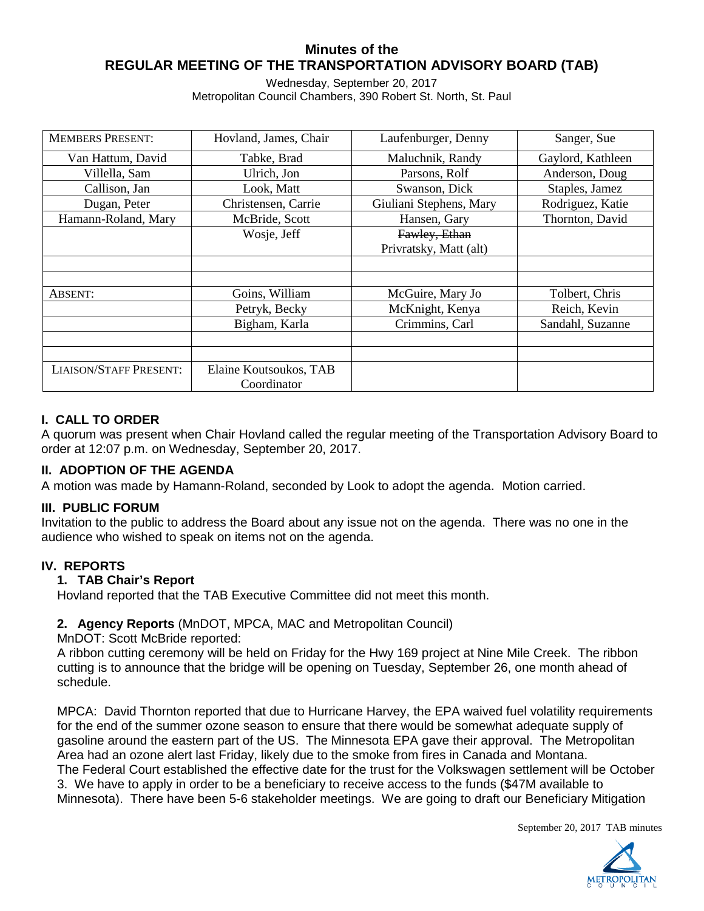# Minutes of the
# REGULAR MEETING OF THE TRANSPORTATION ADVISORY BOARD (TAB)

Wednesday, September 20, 2017
Metropolitan Council Chambers, 390 Robert St. North, St. Paul

| MEMBERS PRESENT: | Hovland, James, Chair | Laufenburger, Denny | Sanger, Sue |
|---|---|---|---|
| Van Hattum, David | Tabke, Brad | Maluchnik, Randy | Gaylord, Kathleen |
| Villella, Sam | Ulrich, Jon | Parsons, Rolf | Anderson, Doug |
| Callison, Jan | Look, Matt | Swanson, Dick | Staples, Jamez |
| Dugan, Peter | Christensen, Carrie | Giuliani Stephens, Mary | Rodriguez, Katie |
| Hamann-Roland, Mary | McBride, Scott | Hansen, Gary | Thornton, David |
| | Wosje, Jeff | ~~Fawley, Ethan~~ Privratsky, Matt (alt) | |
| | | | |
| | | | |
| ABSENT: | Goins, William | McGuire, Mary Jo | Tolbert, Chris |
| | Petryk, Becky | McKnight, Kenya | Reich, Kevin |
| | Bigham, Karla | Crimmins, Carl | Sandahl, Suzanne |
| | | | |
| | | | |
| LIAISON/STAFF PRESENT: | Elaine Koutsoukos, TAB Coordinator | | |

## I. CALL TO ORDER

A quorum was present when Chair Hovland called the regular meeting of the Transportation Advisory Board to order at 12:07 p.m. on Wednesday, September 20, 2017.

## II. ADOPTION OF THE AGENDA

A motion was made by Hamann-Roland, seconded by Look to adopt the agenda. Motion carried.

## III. PUBLIC FORUM

Invitation to the public to address the Board about any issue not on the agenda. There was no one in the audience who wished to speak on items not on the agenda.

## IV. REPORTS

### 1. TAB Chair's Report

Hovland reported that the TAB Executive Committee did not meet this month.

### 2. Agency Reports (MnDOT, MPCA, MAC and Metropolitan Council)

MnDOT: Scott McBride reported:

A ribbon cutting ceremony will be held on Friday for the Hwy 169 project at Nine Mile Creek. The ribbon cutting is to announce that the bridge will be opening on Tuesday, September 26, one month ahead of schedule.

MPCA: David Thornton reported that due to Hurricane Harvey, the EPA waived fuel volatility requirements for the end of the summer ozone season to ensure that there would be somewhat adequate supply of gasoline around the eastern part of the US. The Minnesota EPA gave their approval. The Metropolitan Area had an ozone alert last Friday, likely due to the smoke from fires in Canada and Montana.
The Federal Court established the effective date for the trust for the Volkswagen settlement will be October 3. We have to apply in order to be a beneficiary to receive access to the funds ($47M available to Minnesota). There have been 5-6 stakeholder meetings. We are going to draft our Beneficiary Mitigation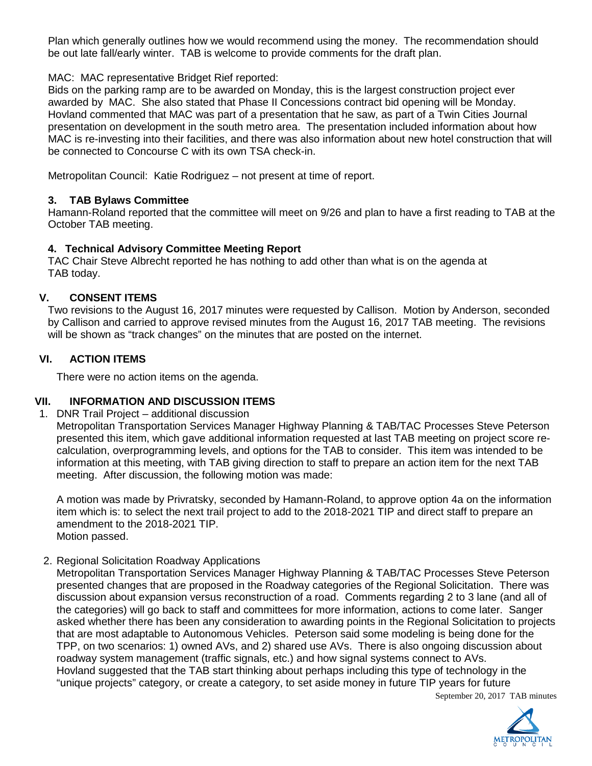Plan which generally outlines how we would recommend using the money. The recommendation should be out late fall/early winter. TAB is welcome to provide comments for the draft plan.

MAC: MAC representative Bridget Rief reported:
Bids on the parking ramp are to be awarded on Monday, this is the largest construction project ever awarded by MAC. She also stated that Phase II Concessions contract bid opening will be Monday. Hovland commented that MAC was part of a presentation that he saw, as part of a Twin Cities Journal presentation on development in the south metro area. The presentation included information about how MAC is re-investing into their facilities, and there was also information about new hotel construction that will be connected to Concourse C with its own TSA check-in.

Metropolitan Council: Katie Rodriguez – not present at time of report.

### 3. TAB Bylaws Committee

Hamann-Roland reported that the committee will meet on 9/26 and plan to have a first reading to TAB at the October TAB meeting.

### 4. Technical Advisory Committee Meeting Report

TAC Chair Steve Albrecht reported he has nothing to add other than what is on the agenda at TAB today.

## V. CONSENT ITEMS

Two revisions to the August 16, 2017 minutes were requested by Callison. Motion by Anderson, seconded by Callison and carried to approve revised minutes from the August 16, 2017 TAB meeting. The revisions will be shown as "track changes" on the minutes that are posted on the internet.

## VI. ACTION ITEMS

There were no action items on the agenda.

## VII. INFORMATION AND DISCUSSION ITEMS

1. DNR Trail Project – additional discussion
   Metropolitan Transportation Services Manager Highway Planning & TAB/TAC Processes Steve Peterson presented this item, which gave additional information requested at last TAB meeting on project score re-calculation, overprogramming levels, and options for the TAB to consider. This item was intended to be information at this meeting, with TAB giving direction to staff to prepare an action item for the next TAB meeting. After discussion, the following motion was made:

   A motion was made by Privratsky, seconded by Hamann-Roland, to approve option 4a on the information item which is: to select the next trail project to add to the 2018-2021 TIP and direct staff to prepare an amendment to the 2018-2021 TIP.
   Motion passed.

2. Regional Solicitation Roadway Applications
   Metropolitan Transportation Services Manager Highway Planning & TAB/TAC Processes Steve Peterson presented changes that are proposed in the Roadway categories of the Regional Solicitation. There was discussion about expansion versus reconstruction of a road. Comments regarding 2 to 3 lane (and all of the categories) will go back to staff and committees for more information, actions to come later. Sanger asked whether there has been any consideration to awarding points in the Regional Solicitation to projects that are most adaptable to Autonomous Vehicles. Peterson said some modeling is being done for the TPP, on two scenarios: 1) owned AVs, and 2) shared use AVs. There is also ongoing discussion about roadway system management (traffic signals, etc.) and how signal systems connect to AVs.
   Hovland suggested that the TAB start thinking about perhaps including this type of technology in the "unique projects" category, or create a category, to set aside money in future TIP years for future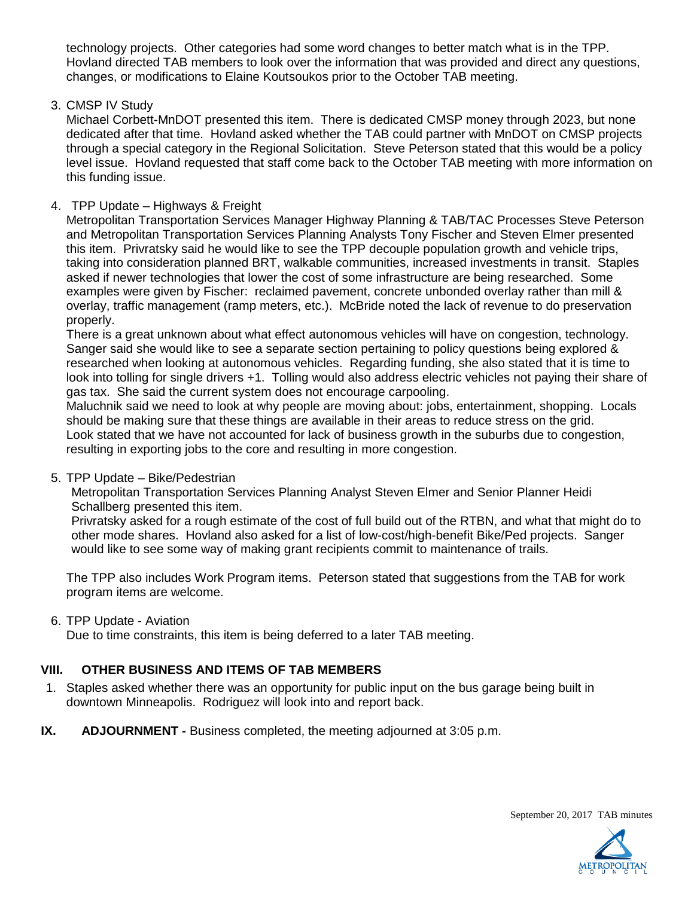technology projects. Other categories had some word changes to better match what is in the TPP. Hovland directed TAB members to look over the information that was provided and direct any questions, changes, or modifications to Elaine Koutsoukos prior to the October TAB meeting.

3. CMSP IV Study
   Michael Corbett-MnDOT presented this item. There is dedicated CMSP money through 2023, but none dedicated after that time. Hovland asked whether the TAB could partner with MnDOT on CMSP projects through a special category in the Regional Solicitation. Steve Peterson stated that this would be a policy level issue. Hovland requested that staff come back to the October TAB meeting with more information on this funding issue.

4. TPP Update – Highways & Freight
   Metropolitan Transportation Services Manager Highway Planning & TAB/TAC Processes Steve Peterson and Metropolitan Transportation Services Planning Analysts Tony Fischer and Steven Elmer presented this item. Privratsky said he would like to see the TPP decouple population growth and vehicle trips, taking into consideration planned BRT, walkable communities, increased investments in transit. Staples asked if newer technologies that lower the cost of some infrastructure are being researched. Some examples were given by Fischer: reclaimed pavement, concrete unbonded overlay rather than mill & overlay, traffic management (ramp meters, etc.). McBride noted the lack of revenue to do preservation properly.
   There is a great unknown about what effect autonomous vehicles will have on congestion, technology. Sanger said she would like to see a separate section pertaining to policy questions being explored & researched when looking at autonomous vehicles. Regarding funding, she also stated that it is time to look into tolling for single drivers +1. Tolling would also address electric vehicles not paying their share of gas tax. She said the current system does not encourage carpooling.
   Maluchnik said we need to look at why people are moving about: jobs, entertainment, shopping. Locals should be making sure that these things are available in their areas to reduce stress on the grid.
   Look stated that we have not accounted for lack of business growth in the suburbs due to congestion, resulting in exporting jobs to the core and resulting in more congestion.

5. TPP Update – Bike/Pedestrian
   Metropolitan Transportation Services Planning Analyst Steven Elmer and Senior Planner Heidi Schallberg presented this item.
   Privratsky asked for a rough estimate of the cost of full build out of the RTBN, and what that might do to other mode shares. Hovland also asked for a list of low-cost/high-benefit Bike/Ped projects. Sanger would like to see some way of making grant recipients commit to maintenance of trails.

   The TPP also includes Work Program items. Peterson stated that suggestions from the TAB for work program items are welcome.

6. TPP Update - Aviation
   Due to time constraints, this item is being deferred to a later TAB meeting.

## VIII. OTHER BUSINESS AND ITEMS OF TAB MEMBERS

1. Staples asked whether there was an opportunity for public input on the bus garage being built in downtown Minneapolis. Rodriguez will look into and report back.

## IX. ADJOURNMENT - Business completed, the meeting adjourned at 3:05 p.m.